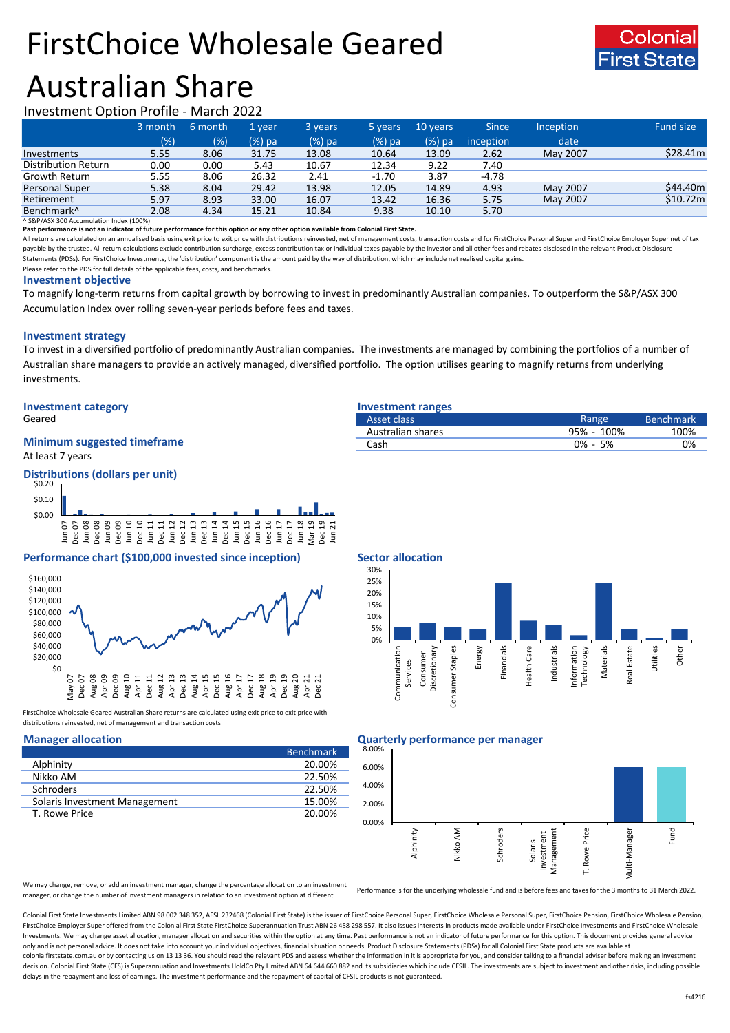# FirstChoice Wholesale Geared Australian Share

Investment Option Profile - March 2022

| | 3 month (%) | 6 month (%) | 1 year (%) pa | 3 years (%) pa | 5 years (%) pa | 10 years (%) pa | Since inception | Inception date | Fund size |
|---|---|---|---|---|---|---|---|---|---|
| Investments | 5.55 | 8.06 | 31.75 | 13.08 | 10.64 | 13.09 | 2.62 | May 2007 | $28.41m |
| Distribution Return | 0.00 | 0.00 | 5.43 | 10.67 | 12.34 | 9.22 | 7.40 | | |
| Growth Return | 5.55 | 8.06 | 26.32 | 2.41 | -1.70 | 3.87 | -4.78 | | |
| Personal Super | 5.38 | 8.04 | 29.42 | 13.98 | 12.05 | 14.89 | 4.93 | May 2007 | $44.40m |
| Retirement | 5.97 | 8.93 | 33.00 | 16.07 | 13.42 | 16.36 | 5.75 | May 2007 | $10.72m |
| Benchmark^ | 2.08 | 4.34 | 15.21 | 10.84 | 9.38 | 10.10 | 5.70 | | |

^ S&P/ASX 300 Accumulation Index (100%)

**Past performance is not an indicator of future performance for this option or any other option available from Colonial First State.**

All returns are calculated on an annualised basis using exit price to exit price with distributions reinvested, net of management costs, transaction costs and for FirstChoice Personal Super and FirstChoice Employer Super net of tax payable by the trustee. All return calculations exclude contribution surcharge, excess contribution tax or individual taxes payable by the investor and all other fees and rebates disclosed in the relevant Product Disclosure Statements (PDSs). For FirstChoice Investments, the 'distribution' component is the amount paid by the way of distribution, which may include net realised capital gains.

Please refer to the PDS for full details of the applicable fees, costs, and benchmarks.

## Investment objective

To magnify long-term returns from capital growth by borrowing to invest in predominantly Australian companies. To outperform the S&P/ASX 300 Accumulation Index over rolling seven-year periods before fees and taxes.

## Investment strategy

To invest in a diversified portfolio of predominantly Australian companies. The investments are managed by combining the portfolios of a number of Australian share managers to provide an actively managed, diversified portfolio. The option utilises gearing to magnify returns from underlying investments.

## Investment category

Geared

## Minimum suggested timeframe

At least 7 years

## Investment ranges

| Asset class | Range | Benchmark |
|---|---|---|
| Australian shares | 95% - 100% | 100% |
| Cash | 0% - 5% | 0% |

## Distributions (dollars per unit)

## Performance chart ($100,000 invested since inception)

FirstChoice Wholesale Geared Australian Share returns are calculated using exit price to exit price with distributions reinvested, net of management and transaction costs

## Sector allocation

## Manager allocation

| | Benchmark |
|---|---|
| Alphinity | 20.00% |
| Nikko AM | 22.50% |
| Schroders | 22.50% |
| Solaris Investment Management | 15.00% |
| T. Rowe Price | 20.00% |

We may change, remove, or add an investment manager, change the percentage allocation to an investment manager, or change the number of investment managers in relation to an investment option at different

## Quarterly performance per manager

Performance is for the underlying wholesale fund and is before fees and taxes for the 3 months to 31 March 2022.

Colonial First State Investments Limited ABN 98 002 348 352, AFSL 232468 (Colonial First State) is the issuer of FirstChoice Personal Super, FirstChoice Wholesale Personal Super, FirstChoice Pension, FirstChoice Wholesale Pension, FirstChoice Employer Super offered from the Colonial First State FirstChoice Superannuation Trust ABN 26 458 298 557. It also issues interests in products made available under FirstChoice Investments and FirstChoice Wholesale Investments. We may change asset allocation, manager allocation and securities within the option at any time. Past performance is not an indicator of future performance for this option. This document provides general advice only and is not personal advice. It does not take into account your individual objectives, financial situation or needs. Product Disclosure Statements (PDSs) for all Colonial First State products are available at colonialfirststate.com.au or by contacting us on 13 13 36. You should read the relevant PDS and assess whether the information in it is appropriate for you, and consider talking to a financial adviser before making an investment decision. Colonial First State (CFS) is Superannuation and Investments HoldCo Pty Limited ABN 64 644 660 882 and its subsidiaries which include CFSIL. The investments are subject to investment and other risks, including possible delays in the repayment and loss of earnings. The investment performance and the repayment of capital of CFSIL products is not guaranteed.

fs4216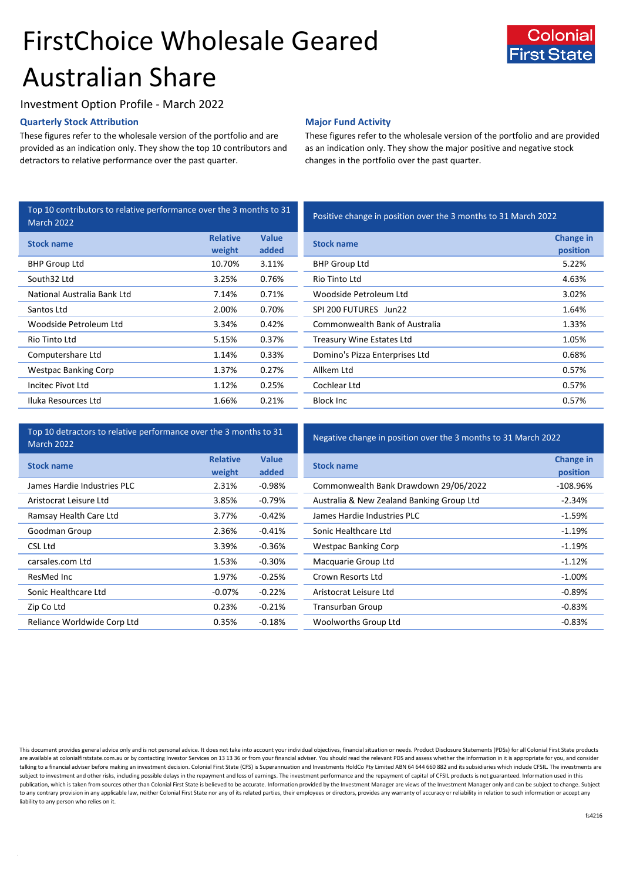# FirstChoice Wholesale Geared Australian Share

Investment Option Profile - March 2022

### Quarterly Stock Attribution

These figures refer to the wholesale version of the portfolio and are provided as an indication only. They show the top 10 contributors and detractors to relative performance over the past quarter.

**Top 10 contributors to relative performance over the 3 months to 31 March 2022**

| Stock name | Relative weight | Value added |
|---|---|---|
| BHP Group Ltd | 10.70% | 3.11% |
| South32 Ltd | 3.25% | 0.76% |
| National Australia Bank Ltd | 7.14% | 0.71% |
| Santos Ltd | 2.00% | 0.70% |
| Woodside Petroleum Ltd | 3.34% | 0.42% |
| Rio Tinto Ltd | 5.15% | 0.37% |
| Computershare Ltd | 1.14% | 0.33% |
| Westpac Banking Corp | 1.37% | 0.27% |
| Incitec Pivot Ltd | 1.12% | 0.25% |
| Iluka Resources Ltd | 1.66% | 0.21% |

**Top 10 detractors to relative performance over the 3 months to 31 March 2022**

| Stock name | Relative weight | Value added |
|---|---|---|
| James Hardie Industries PLC | 2.31% | -0.98% |
| Aristocrat Leisure Ltd | 3.85% | -0.79% |
| Ramsay Health Care Ltd | 3.77% | -0.42% |
| Goodman Group | 2.36% | -0.41% |
| CSL Ltd | 3.39% | -0.36% |
| carsales.com Ltd | 1.53% | -0.30% |
| ResMed Inc | 1.97% | -0.25% |
| Sonic Healthcare Ltd | -0.07% | -0.22% |
| Zip Co Ltd | 0.23% | -0.21% |
| Reliance Worldwide Corp Ltd | 0.35% | -0.18% |

### Major Fund Activity

These figures refer to the wholesale version of the portfolio and are provided as an indication only. They show the major positive and negative stock changes in the portfolio over the past quarter.

**Positive change in position over the 3 months to 31 March 2022**

| Stock name | Change in position |
|---|---|
| BHP Group Ltd | 5.22% |
| Rio Tinto Ltd | 4.63% |
| Woodside Petroleum Ltd | 3.02% |
| SPI 200 FUTURES Jun22 | 1.64% |
| Commonwealth Bank of Australia | 1.33% |
| Treasury Wine Estates Ltd | 1.05% |
| Domino's Pizza Enterprises Ltd | 0.68% |
| Allkem Ltd | 0.57% |
| Cochlear Ltd | 0.57% |
| Block Inc | 0.57% |

**Negative change in position over the 3 months to 31 March 2022**

| Stock name | Change in position |
|---|---|
| Commonwealth Bank Drawdown 29/06/2022 | -108.96% |
| Australia & New Zealand Banking Group Ltd | -2.34% |
| James Hardie Industries PLC | -1.59% |
| Sonic Healthcare Ltd | -1.19% |
| Westpac Banking Corp | -1.19% |
| Macquarie Group Ltd | -1.12% |
| Crown Resorts Ltd | -1.00% |
| Aristocrat Leisure Ltd | -0.89% |
| Transurban Group | -0.83% |
| Woolworths Group Ltd | -0.83% |

This document provides general advice only and is not personal advice. It does not take into account your individual objectives, financial situation or needs. Product Disclosure Statements (PDSs) for all Colonial First State products are available at colonialfirststate.com.au or by contacting Investor Services on 13 13 36 or from your financial adviser. You should read the relevant PDS and assess whether the information in it is appropriate for you, and consider talking to a financial adviser before making an investment decision. Colonial First State (CFS) is Superannuation and Investments HoldCo Pty Limited ABN 64 644 660 882 and its subsidiaries which include CFSIL. The investments are subject to investment and other risks, including possible delays in the repayment and loss of earnings. The investment performance and the repayment of capital of CFSIL products is not guaranteed. Information used in this publication, which is taken from sources other than Colonial First State is believed to be accurate. Information provided by the Investment Manager are views of the Investment Manager only and can be subject to change. Subject to any contrary provision in any applicable law, neither Colonial First State nor any of its related parties, their employees or directors, provides any warranty of accuracy or reliability in relation to such information or accept any liability to any person who relies on it.

fs4216